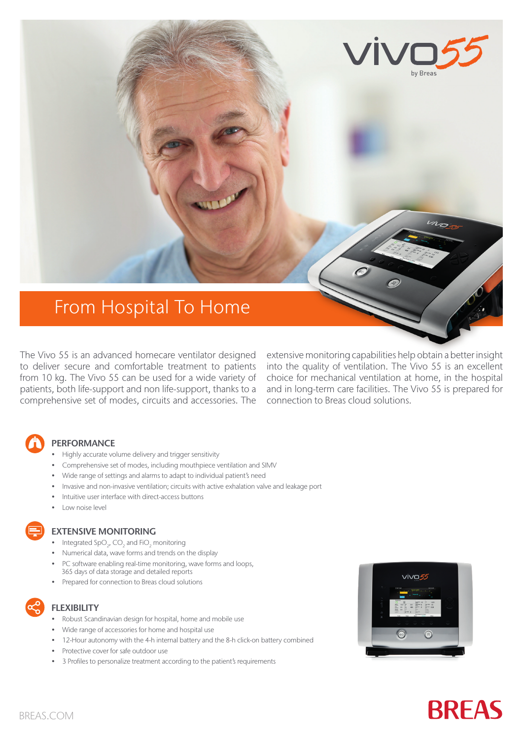vivo55 by Breas

# From Hospital To Home

The Vivo 55 is an advanced homecare ventilator designed to deliver secure and comfortable treatment to patients from 10 kg. The Vivo 55 can be used for a wide variety of patients, both life-support and non life-support, thanks to a comprehensive set of modes, circuits and accessories. The extensive monitoring capabilities help obtain a better insight into the quality of ventilation. The Vivo 55 is an excellent choice for mechanical ventilation at home, in the hospital and in long-term care facilities. The Vivo 55 is prepared for connection to Breas cloud solutions.

## PERFORMANCE

- Highly accurate volume delivery and trigger sensitivity
- Comprehensive set of modes, including mouthpiece ventilation and SIMV
- Wide range of settings and alarms to adapt to individual patient's need
- Invasive and non-invasive ventilation; circuits with active exhalation valve and leakage port
- Intuitive user interface with direct-access buttons
- Low noise level

## EXTENSIVE MONITORING

- Integrated $SpO_2$, $CO_2$ and $FiO_2$ monitoring
- Numerical data, wave forms and trends on the display
- PC software enabling real-time monitoring, wave forms and loops, 365 days of data storage and detailed reports
- Prepared for connection to Breas cloud solutions

## FLEXIBILITY

- Robust Scandinavian design for hospital, home and mobile use
- Wide range of accessories for home and hospital use
- 12-Hour autonomy with the 4-h internal battery and the 8-h click-on battery combined
- Protective cover for safe outdoor use
- 3 Profiles to personalize treatment according to the patient's requirements

BREAS.COM

BREAS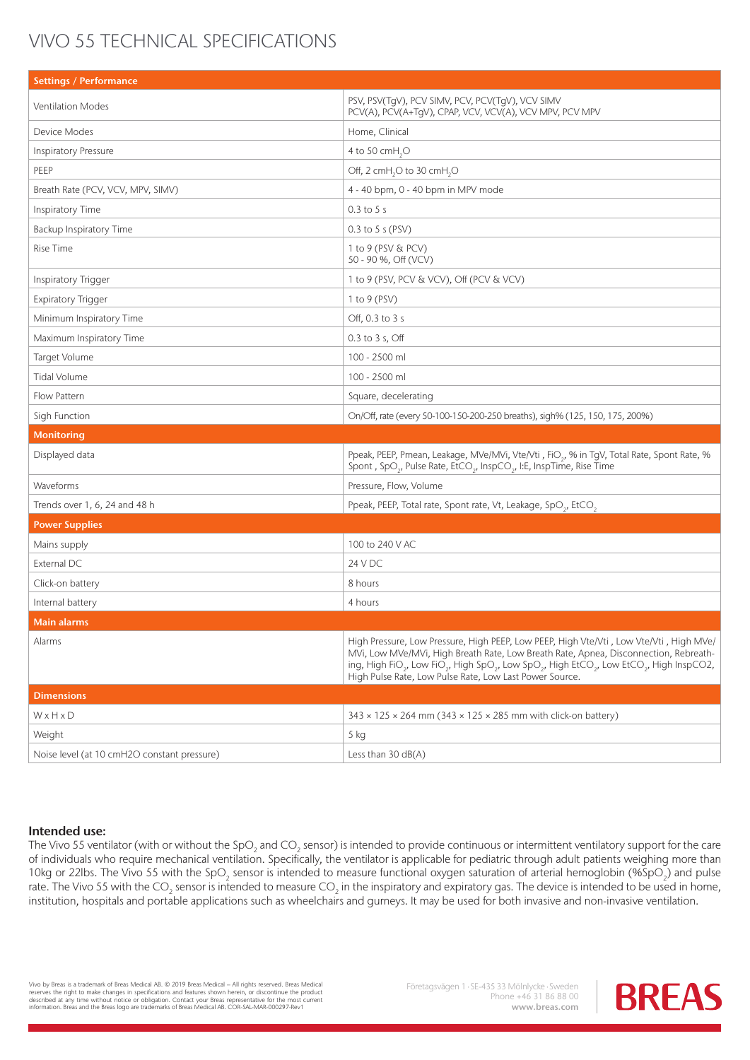# VIVO 55 TECHNICAL SPECIFICATIONS

| | |
|---|---|
| **Settings / Performance** | |
| Ventilation Modes | PSV, PSV(TgV), PCV SIMV, PCV, PCV(TgV), VCV SIMV<br>PCV(A), PCV(A+TgV), CPAP, VCV, VCV(A), VCV MPV, PCV MPV |
| Device Modes | Home, Clinical |
| Inspiratory Pressure | 4 to 50 $cmH_2O$ |
| PEEP | Off, 2 $cmH_2O$ to 30 $cmH_2O$ |
| Breath Rate (PCV, VCV, MPV, SIMV) | 4 - 40 bpm, 0 - 40 bpm in MPV mode |
| Inspiratory Time | 0.3 to 5 s |
| Backup Inspiratory Time | 0.3 to 5 s (PSV) |
| Rise Time | 1 to 9 (PSV & PCV)<br>50 - 90 %, Off (VCV) |
| Inspiratory Trigger | 1 to 9 (PSV, PCV & VCV), Off (PCV & VCV) |
| Expiratory Trigger | 1 to 9 (PSV) |
| Minimum Inspiratory Time | Off, 0.3 to 3 s |
| Maximum Inspiratory Time | 0.3 to 3 s, Off |
| Target Volume | 100 - 2500 ml |
| Tidal Volume | 100 - 2500 ml |
| Flow Pattern | Square, decelerating |
| Sigh Function | On/Off, rate (every 50-100-150-200-250 breaths), sigh% (125, 150, 175, 200%) |
| **Monitoring** | |
| Displayed data | Ppeak, PEEP, Pmean, Leakage, MVe/MVi, Vte/Vti , $FiO_2$, % in TgV, Total Rate, Spont Rate, % Spont , $SpO_2$, Pulse Rate, $EtCO_2$, $InspCO_2$, I:E, InspTime, Rise Time |
| Waveforms | Pressure, Flow, Volume |
| Trends over 1, 6, 24 and 48 h | Ppeak, PEEP, Total rate, Spont rate, Vt, Leakage, $SpO_2$, $EtCO_2$ |
| **Power Supplies** | |
| Mains supply | 100 to 240 V AC |
| External DC | 24 V DC |
| Click-on battery | 8 hours |
| Internal battery | 4 hours |
| **Main alarms** | |
| Alarms | High Pressure, Low Pressure, High PEEP, Low PEEP, High Vte/Vti , Low Vte/Vti , High MVe/MVi, Low MVe/MVi, High Breath Rate, Low Breath Rate, Apnea, Disconnection, Rebreathing, High $FiO_2$, Low $FiO_2$, High $SpO_2$, Low $SpO_2$, High $EtCO_2$, Low $EtCO_2$, High InspCO2, High Pulse Rate, Low Pulse Rate, Low Last Power Source. |
| **Dimensions** | |
| W x H x D | 343 × 125 × 264 mm (343 × 125 × 285 mm with click-on battery) |
| Weight | 5 kg |
| Noise level (at 10 cmH2O constant pressure) | Less than 30 dB(A) |

**Intended use:**
The Vivo 55 ventilator (with or without the $SpO_2$ and $CO_2$ sensor) is intended to provide continuous or intermittent ventilatory support for the care of individuals who require mechanical ventilation. Specifically, the ventilator is applicable for pediatric through adult patients weighing more than 10kg or 22lbs. The Vivo 55 with the $SpO_2$ sensor is intended to measure functional oxygen saturation of arterial hemoglobin (%$SpO_2$) and pulse rate. The Vivo 55 with the $CO_2$ sensor is intended to measure $CO_2$ in the inspiratory and expiratory gas. The device is intended to be used in home, institution, hospitals and portable applications such as wheelchairs and gurneys. It may be used for both invasive and non-invasive ventilation.

Vivo by Breas is a trademark of Breas Medical AB. © 2019 Breas Medical – All rights reserved. Breas Medical reserves the right to make changes in specifications and features shown herein, or discontinue the product described at any time without notice or obligation. Contact your Breas representative for the most current information. Breas and the Breas logo are trademarks of Breas Medical AB. COR-SAL-MAR-000297-Rev1

Företagsvägen 1 · SE-435 33 Mölnlycke · Sweden
Phone +46 31 86 88 00
**www.breas.com**

BREAS